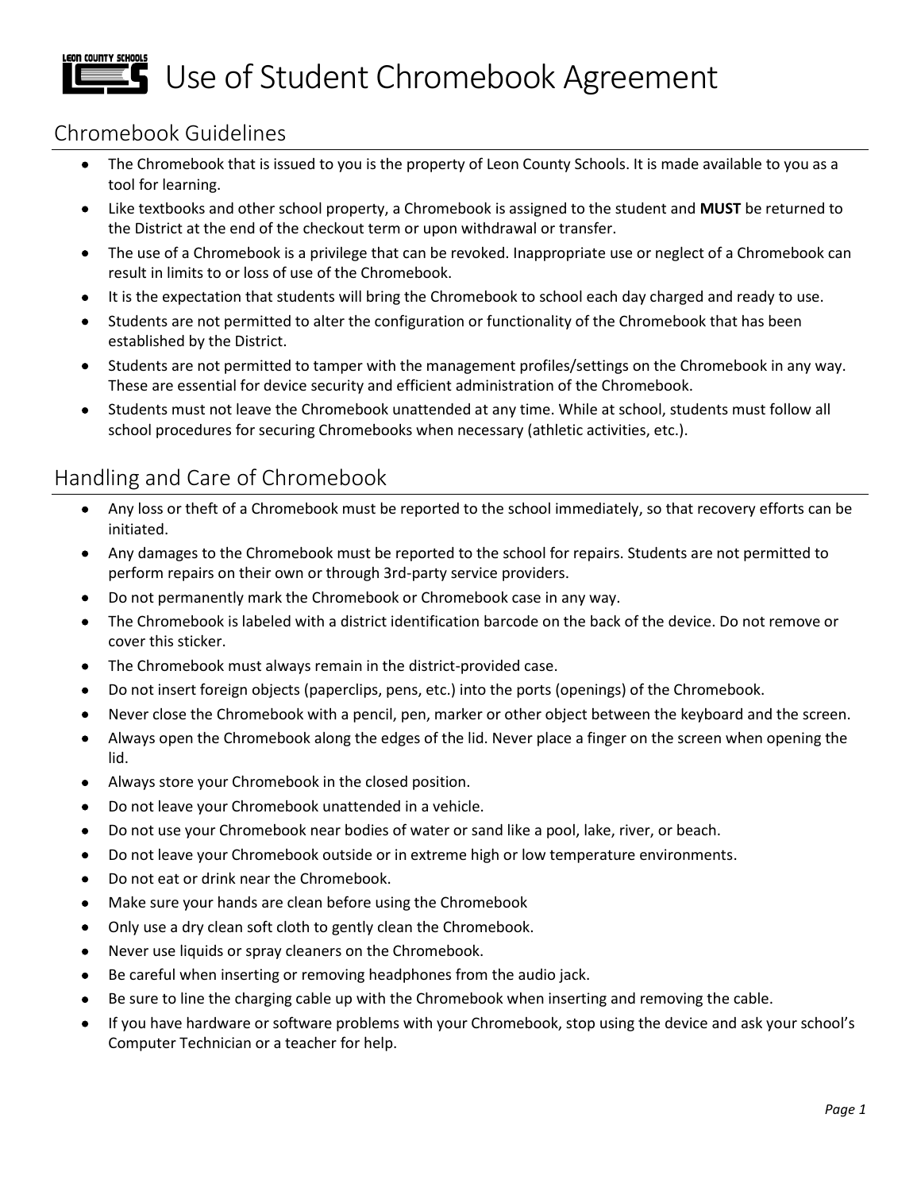# Use of Student Chromebook Agreement

## Chromebook Guidelines

- The Chromebook that is issued to you is the property of Leon County Schools. It is made available to you as a tool for learning.
- Like textbooks and other school property, a Chromebook is assigned to the student and **MUST** be returned to the District at the end of the checkout term or upon withdrawal or transfer.
- The use of a Chromebook is a privilege that can be revoked. Inappropriate use or neglect of a Chromebook can result in limits to or loss of use of the Chromebook.
- It is the expectation that students will bring the Chromebook to school each day charged and ready to use.
- Students are not permitted to alter the configuration or functionality of the Chromebook that has been established by the District.
- Students are not permitted to tamper with the management profiles/settings on the Chromebook in any way. These are essential for device security and efficient administration of the Chromebook.
- Students must not leave the Chromebook unattended at any time. While at school, students must follow all school procedures for securing Chromebooks when necessary (athletic activities, etc.).

## Handling and Care of Chromebook

- Any loss or theft of a Chromebook must be reported to the school immediately, so that recovery efforts can be initiated.
- Any damages to the Chromebook must be reported to the school for repairs. Students are not permitted to perform repairs on their own or through 3rd-party service providers.
- Do not permanently mark the Chromebook or Chromebook case in any way.
- The Chromebook is labeled with a district identification barcode on the back of the device. Do not remove or cover this sticker.
- The Chromebook must always remain in the district-provided case.
- Do not insert foreign objects (paperclips, pens, etc.) into the ports (openings) of the Chromebook.
- Never close the Chromebook with a pencil, pen, marker or other object between the keyboard and the screen.
- Always open the Chromebook along the edges of the lid. Never place a finger on the screen when opening the lid.
- Always store your Chromebook in the closed position.
- Do not leave your Chromebook unattended in a vehicle.
- Do not use your Chromebook near bodies of water or sand like a pool, lake, river, or beach.
- Do not leave your Chromebook outside or in extreme high or low temperature environments.
- Do not eat or drink near the Chromebook.
- Make sure your hands are clean before using the Chromebook
- Only use a dry clean soft cloth to gently clean the Chromebook.
- Never use liquids or spray cleaners on the Chromebook.
- Be careful when inserting or removing headphones from the audio jack.
- Be sure to line the charging cable up with the Chromebook when inserting and removing the cable.
- If you have hardware or software problems with your Chromebook, stop using the device and ask your school's Computer Technician or a teacher for help.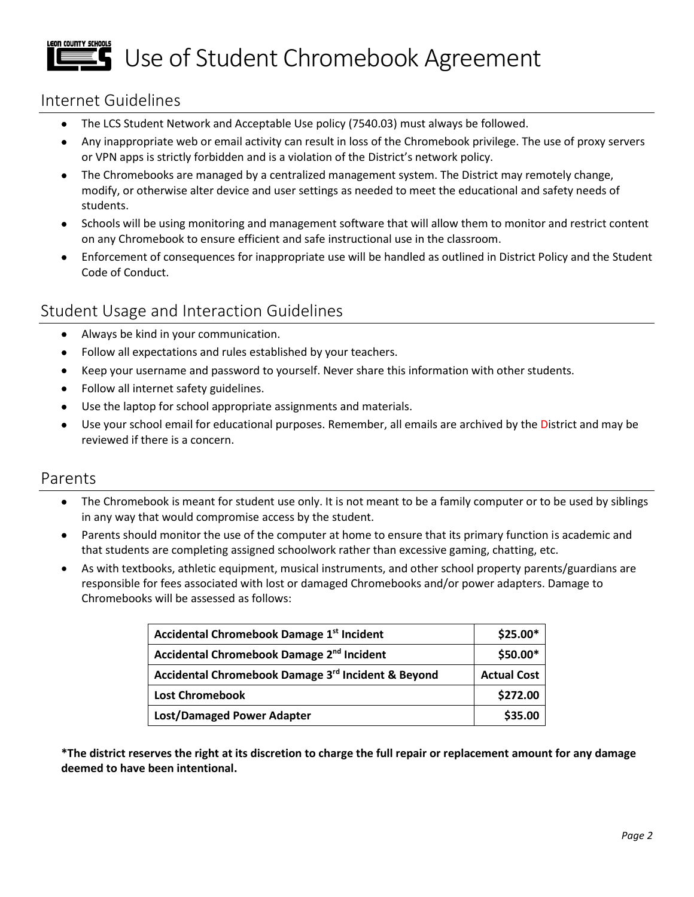# Use of Student Chromebook Agreement

## Internet Guidelines

- The LCS Student Network and Acceptable Use policy (7540.03) must always be followed.
- Any inappropriate web or email activity can result in loss of the Chromebook privilege. The use of proxy servers or VPN apps is strictly forbidden and is a violation of the District's network policy.
- The Chromebooks are managed by a centralized management system. The District may remotely change, modify, or otherwise alter device and user settings as needed to meet the educational and safety needs of students.
- Schools will be using monitoring and management software that will allow them to monitor and restrict content on any Chromebook to ensure efficient and safe instructional use in the classroom.
- Enforcement of consequences for inappropriate use will be handled as outlined in District Policy and the Student Code of Conduct.

## Student Usage and Interaction Guidelines

- Always be kind in your communication.
- Follow all expectations and rules established by your teachers.
- Keep your username and password to yourself. Never share this information with other students.
- Follow all internet safety guidelines.
- Use the laptop for school appropriate assignments and materials.
- Use your school email for educational purposes. Remember, all emails are archived by the District and may be reviewed if there is a concern.

## Parents

- The Chromebook is meant for student use only. It is not meant to be a family computer or to be used by siblings in any way that would compromise access by the student.
- Parents should monitor the use of the computer at home to ensure that its primary function is academic and that students are completing assigned schoolwork rather than excessive gaming, chatting, etc.
- As with textbooks, athletic equipment, musical instruments, and other school property parents/guardians are responsible for fees associated with lost or damaged Chromebooks and/or power adapters. Damage to Chromebooks will be assessed as follows:

| Item | Cost |
|---|---|
| **Accidental Chromebook Damage 1st Incident** | **$25.00*** |
| **Accidental Chromebook Damage 2nd Incident** | **$50.00*** |
| **Accidental Chromebook Damage 3rd Incident & Beyond** | **Actual Cost** |
| **Lost Chromebook** | **$272.00** |
| **Lost/Damaged Power Adapter** | **$35.00** |

**\*The district reserves the right at its discretion to charge the full repair or replacement amount for any damage deemed to have been intentional.**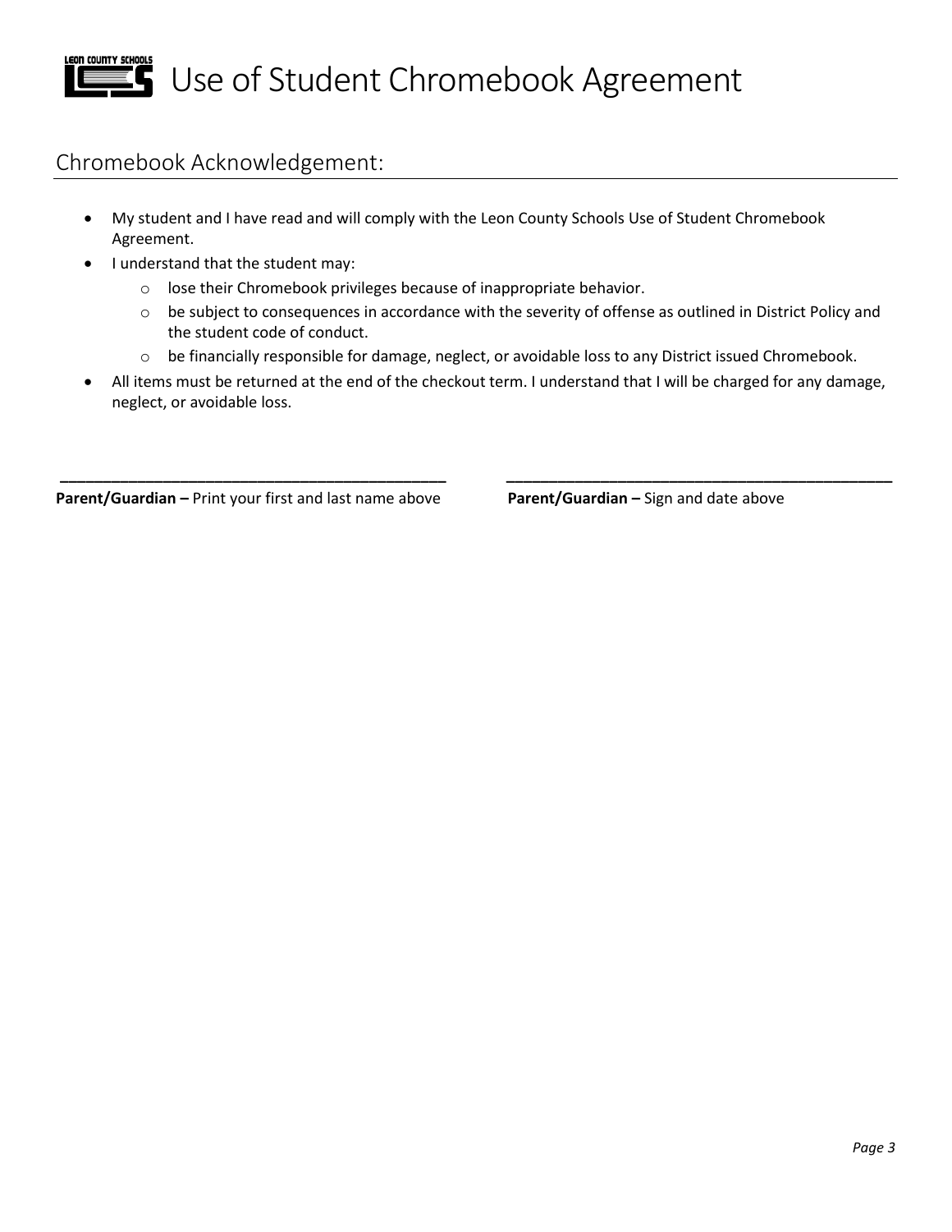# Use of Student Chromebook Agreement

## Chromebook Acknowledgement:

- My student and I have read and will comply with the Leon County Schools Use of Student Chromebook Agreement.
- I understand that the student may:
  - lose their Chromebook privileges because of inappropriate behavior.
  - be subject to consequences in accordance with the severity of offense as outlined in District Policy and the student code of conduct.
  - be financially responsible for damage, neglect, or avoidable loss to any District issued Chromebook.
- All items must be returned at the end of the checkout term. I understand that I will be charged for any damage, neglect, or avoidable loss.

______________________________________________

**Parent/Guardian –** Print your first and last name above

______________________________________________

**Parent/Guardian –** Sign and date above